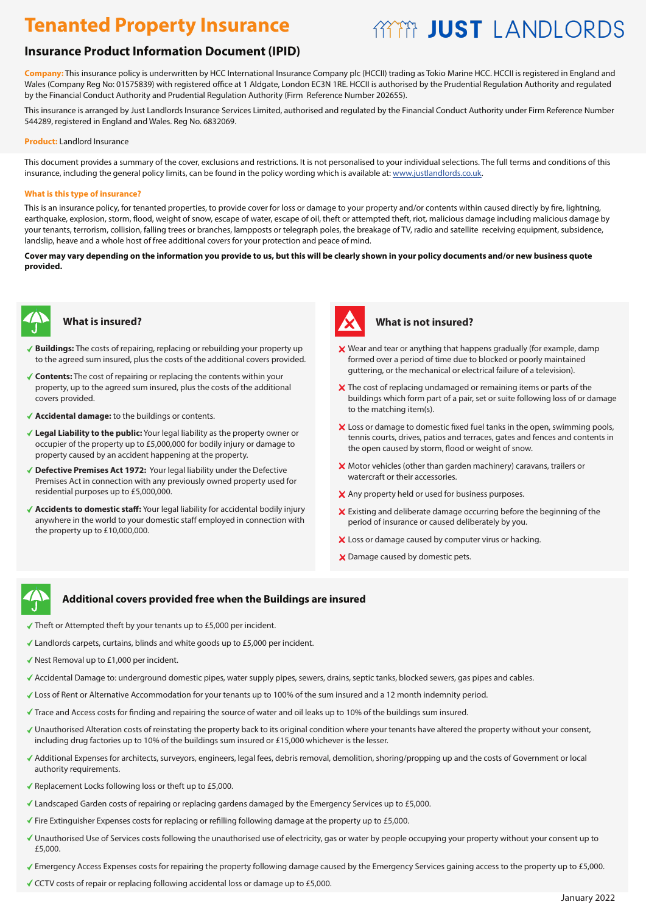# Tenanted Property Insurance

JUST LANDLORDS

## Insurance Product Information Document (IPID)

**Company:** This insurance policy is underwritten by HCC International Insurance Company plc (HCCII) trading as Tokio Marine HCC. HCCII is registered in England and Wales (Company Reg No: 01575839) with registered office at 1 Aldgate, London EC3N 1RE. HCCII is authorised by the Prudential Regulation Authority and regulated by the Financial Conduct Authority and Prudential Regulation Authority (Firm Reference Number 202655).

This insurance is arranged by Just Landlords Insurance Services Limited, authorised and regulated by the Financial Conduct Authority under Firm Reference Number 544289, registered in England and Wales. Reg No. 6832069.

**Product:** Landlord Insurance

This document provides a summary of the cover, exclusions and restrictions. It is not personalised to your individual selections. The full terms and conditions of this insurance, including the general policy limits, can be found in the policy wording which is available at: www.justlandlords.co.uk.

**What is this type of insurance?**

This is an insurance policy, for tenanted properties, to provide cover for loss or damage to your property and/or contents within caused directly by fire, lightning, earthquake, explosion, storm, flood, weight of snow, escape of water, escape of oil, theft or attempted theft, riot, malicious damage including malicious damage by your tenants, terrorism, collision, falling trees or branches, lampposts or telegraph poles, the breakage of TV, radio and satellite receiving equipment, subsidence, landslip, heave and a whole host of free additional covers for your protection and peace of mind.

**Cover may vary depending on the information you provide to us, but this will be clearly shown in your policy documents and/or new business quote provided.**

### What is insured?

- ✓ **Buildings:** The costs of repairing, replacing or rebuilding your property up to the agreed sum insured, plus the costs of the additional covers provided.
- ✓ **Contents:** The cost of repairing or replacing the contents within your property, up to the agreed sum insured, plus the costs of the additional covers provided.
- ✓ **Accidental damage:** to the buildings or contents.
- ✓ **Legal Liability to the public:** Your legal liability as the property owner or occupier of the property up to £5,000,000 for bodily injury or damage to property caused by an accident happening at the property.
- ✓ **Defective Premises Act 1972:** Your legal liability under the Defective Premises Act in connection with any previously owned property used for residential purposes up to £5,000,000.
- ✓ **Accidents to domestic staff:** Your legal liability for accidental bodily injury anywhere in the world to your domestic staff employed in connection with the property up to £10,000,000.

### What is not insured?

- ✗ Wear and tear or anything that happens gradually (for example, damp formed over a period of time due to blocked or poorly maintained guttering, or the mechanical or electrical failure of a television).
- ✗ The cost of replacing undamaged or remaining items or parts of the buildings which form part of a pair, set or suite following loss of or damage to the matching item(s).
- ✗ Loss or damage to domestic fixed fuel tanks in the open, swimming pools, tennis courts, drives, patios and terraces, gates and fences and contents in the open caused by storm, flood or weight of snow.
- ✗ Motor vehicles (other than garden machinery) caravans, trailers or watercraft or their accessories.
- ✗ Any property held or used for business purposes.
- ✗ Existing and deliberate damage occurring before the beginning of the period of insurance or caused deliberately by you.
- ✗ Loss or damage caused by computer virus or hacking.
- ✗ Damage caused by domestic pets.

### Additional covers provided free when the Buildings are insured

- ✓ Theft or Attempted theft by your tenants up to £5,000 per incident.
- ✓ Landlords carpets, curtains, blinds and white goods up to £5,000 per incident.
- ✓ Nest Removal up to £1,000 per incident.
- ✓ Accidental Damage to: underground domestic pipes, water supply pipes, sewers, drains, septic tanks, blocked sewers, gas pipes and cables.
- ✓ Loss of Rent or Alternative Accommodation for your tenants up to 100% of the sum insured and a 12 month indemnity period.
- ✓ Trace and Access costs for finding and repairing the source of water and oil leaks up to 10% of the buildings sum insured.
- ✓ Unauthorised Alteration costs of reinstating the property back to its original condition where your tenants have altered the property without your consent, including drug factories up to 10% of the buildings sum insured or £15,000 whichever is the lesser.
- ✓ Additional Expenses for architects, surveyors, engineers, legal fees, debris removal, demolition, shoring/propping up and the costs of Government or local authority requirements.
- ✓ Replacement Locks following loss or theft up to £5,000.
- ✓ Landscaped Garden costs of repairing or replacing gardens damaged by the Emergency Services up to £5,000.
- ✓ Fire Extinguisher Expenses costs for replacing or refilling following damage at the property up to £5,000.
- ✓ Unauthorised Use of Services costs following the unauthorised use of electricity, gas or water by people occupying your property without your consent up to £5,000.
- ✓ Emergency Access Expenses costs for repairing the property following damage caused by the Emergency Services gaining access to the property up to £5,000.
- ✓ CCTV costs of repair or replacing following accidental loss or damage up to £5,000.

January 2022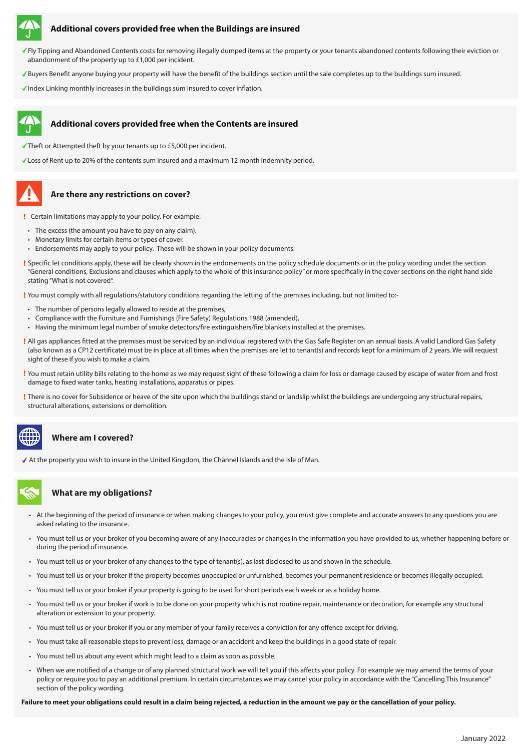## Additional covers provided free when the Buildings are insured

- ✓ Fly Tipping and Abandoned Contents costs for removing illegally dumped items at the property or your tenants abandoned contents following their eviction or abandonment of the property up to £1,000 per incident.
- ✓ Buyers Benefit anyone buying your property will have the benefit of the buildings section until the sale completes up to the buildings sum insured.
- ✓ Index Linking monthly increases in the buildings sum insured to cover inflation.

## Additional covers provided free when the Contents are insured

- ✓ Theft or Attempted theft by your tenants up to £5,000 per incident.
- ✓ Loss of Rent up to 20% of the contents sum insured and a maximum 12 month indemnity period.

## Are there any restrictions on cover?

! Certain limitations may apply to your policy. For example:

- The excess (the amount you have to pay on any claim).
- Monetary limits for certain items or types of cover.
- Endorsements may apply to your policy. These will be shown in your policy documents.

! Specific let conditions apply, these will be clearly shown in the endorsements on the policy schedule documents or in the policy wording under the section "General conditions, Exclusions and clauses which apply to the whole of this insurance policy" or more specifically in the cover sections on the right hand side stating "What is not covered".

! You must comply with all regulations/statutory conditions regarding the letting of the premises including, but not limited to:-

- The number of persons legally allowed to reside at the premises,
- Compliance with the Furniture and Furnishings (Fire Safety) Regulations 1988 (amended),
- Having the minimum legal number of smoke detectors/fire extinguishers/fire blankets installed at the premises.

! All gas appliances fitted at the premises must be serviced by an individual registered with the Gas Safe Register on an annual basis. A valid Landlord Gas Safety (also known as a CP12 certificate) must be in place at all times when the premises are let to tenant(s) and records kept for a minimum of 2 years. We will request sight of these if you wish to make a claim.

! You must retain utility bills relating to the home as we may request sight of these following a claim for loss or damage caused by escape of water from and frost damage to fixed water tanks, heating installations, apparatus or pipes.

! There is no cover for Subsidence or heave of the site upon which the buildings stand or landslip whilst the buildings are undergoing any structural repairs, structural alterations, extensions or demolition.

## Where am I covered?

✓ At the property you wish to insure in the United Kingdom, the Channel Islands and the Isle of Man.

## What are my obligations?

- At the beginning of the period of insurance or when making changes to your policy, you must give complete and accurate answers to any questions you are asked relating to the insurance.
- You must tell us or your broker of you becoming aware of any inaccuracies or changes in the information you have provided to us, whether happening before or during the period of insurance.
- You must tell us or your broker of any changes to the type of tenant(s), as last disclosed to us and shown in the schedule.
- You must tell us or your broker if the property becomes unoccupied or unfurnished, becomes your permanent residence or becomes illegally occupied.
- You must tell us or your broker if your property is going to be used for short periods each week or as a holiday home.
- You must tell us or your broker if work is to be done on your property which is not routine repair, maintenance or decoration, for example any structural alteration or extension to your property.
- You must tell us or your broker if you or any member of your family receives a conviction for any offence except for driving.
- You must take all reasonable steps to prevent loss, damage or an accident and keep the buildings in a good state of repair.
- You must tell us about any event which might lead to a claim as soon as possible.
- When we are notified of a change or of any planned structural work we will tell you if this affects your policy. For example we may amend the terms of your policy or require you to pay an additional premium. In certain circumstances we may cancel your policy in accordance with the "Cancelling This Insurance" section of the policy wording.

**Failure to meet your obligations could result in a claim being rejected, a reduction in the amount we pay or the cancellation of your policy.**

January 2022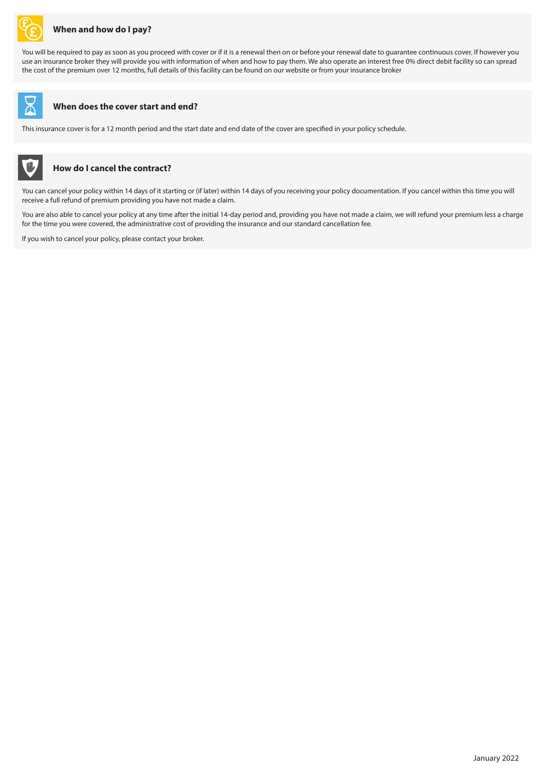## When and how do I pay?

You will be required to pay as soon as you proceed with cover or if it is a renewal then on or before your renewal date to guarantee continuous cover. If however you use an insurance broker they will provide you with information of when and how to pay them. We also operate an interest free 0% direct debit facility so can spread the cost of the premium over 12 months, full details of this facility can be found on our website or from your insurance broker

## When does the cover start and end?

This insurance cover is for a 12 month period and the start date and end date of the cover are specified in your policy schedule.

## How do I cancel the contract?

You can cancel your policy within 14 days of it starting or (if later) within 14 days of you receiving your policy documentation. If you cancel within this time you will receive a full refund of premium providing you have not made a claim.

You are also able to cancel your policy at any time after the initial 14-day period and, providing you have not made a claim, we will refund your premium less a charge for the time you were covered, the administrative cost of providing the insurance and our standard cancellation fee.

If you wish to cancel your policy, please contact your broker.

January 2022